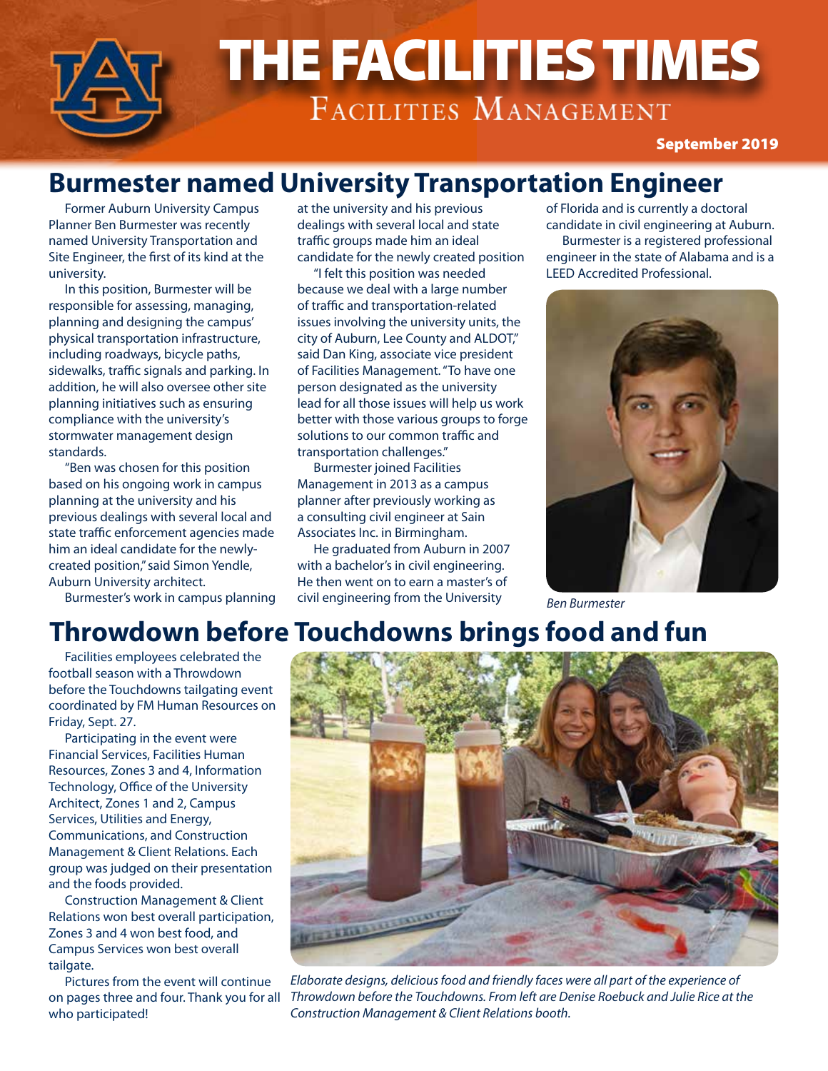# THE FACILITIES TIMES

Facilities Management

September 2019

## Burmester named University Transportation Engineer

Former Auburn University Campus Planner Ben Burmester was recently named University Transportation and Site Engineer, the first of its kind at the university.

In this position, Burmester will be responsible for assessing, managing, planning and designing the campus' physical transportation infrastructure, including roadways, bicycle paths, sidewalks, traffic signals and parking. In addition, he will also oversee other site planning initiatives such as ensuring compliance with the university's stormwater management design standards.

"Ben was chosen for this position based on his ongoing work in campus planning at the university and his previous dealings with several local and state traffic enforcement agencies made him an ideal candidate for the newly-created position," said Simon Yendle, Auburn University architect.

Burmester's work in campus planning at the university and his previous dealings with several local and state traffic groups made him an ideal candidate for the newly created position

"I felt this position was needed because we deal with a large number of traffic and transportation-related issues involving the university units, the city of Auburn, Lee County and ALDOT," said Dan King, associate vice president of Facilities Management. "To have one person designated as the university lead for all those issues will help us work better with those various groups to forge solutions to our common traffic and transportation challenges."

Burmester joined Facilities Management in 2013 as a campus planner after previously working as a consulting civil engineer at Sain Associates Inc. in Birmingham.

He graduated from Auburn in 2007 with a bachelor's in civil engineering. He then went on to earn a master's of civil engineering from the University of Florida and is currently a doctoral candidate in civil engineering at Auburn.

Burmester is a registered professional engineer in the state of Alabama and is a LEED Accredited Professional.

*Ben Burmester*

## Throwdown before Touchdowns brings food and fun

Facilities employees celebrated the football season with a Throwdown before the Touchdowns tailgating event coordinated by FM Human Resources on Friday, Sept. 27.

Participating in the event were Financial Services, Facilities Human Resources, Zones 3 and 4, Information Technology, Office of the University Architect, Zones 1 and 2, Campus Services, Utilities and Energy, Communications, and Construction Management & Client Relations. Each group was judged on their presentation and the foods provided.

Construction Management & Client Relations won best overall participation, Zones 3 and 4 won best food, and Campus Services won best overall tailgate.

Pictures from the event will continue on pages three and four. Thank you for all who participated!

*Elaborate designs, delicious food and friendly faces were all part of the experience of Throwdown before the Touchdowns. From left are Denise Roebuck and Julie Rice at the Construction Management & Client Relations booth.*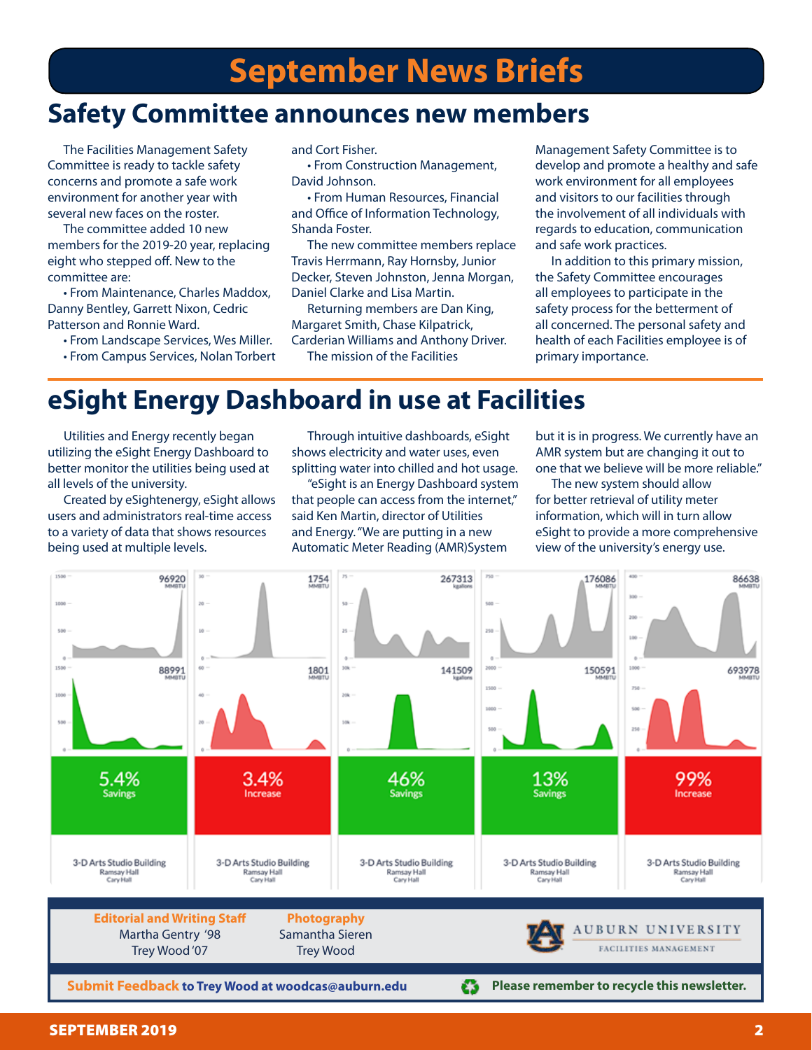# September News Briefs

## Safety Committee announces new members

The Facilities Management Safety Committee is ready to tackle safety concerns and promote a safe work environment for another year with several new faces on the roster.

The committee added 10 new members for the 2019-20 year, replacing eight who stepped off. New to the committee are:

- From Maintenance, Charles Maddox, Danny Bentley, Garrett Nixon, Cedric Patterson and Ronnie Ward.
- From Landscape Services, Wes Miller.
- From Campus Services, Nolan Torbert and Cort Fisher.
- From Construction Management, David Johnson.
- From Human Resources, Financial and Office of Information Technology, Shanda Foster.

The new committee members replace Travis Herrmann, Ray Hornsby, Junior Decker, Steven Johnston, Jenna Morgan, Daniel Clarke and Lisa Martin.

Returning members are Dan King, Margaret Smith, Chase Kilpatrick, Carderian Williams and Anthony Driver.

The mission of the Facilities Management Safety Committee is to develop and promote a healthy and safe work environment for all employees and visitors to our facilities through the involvement of all individuals with regards to education, communication and safe work practices.

In addition to this primary mission, the Safety Committee encourages all employees to participate in the safety process for the betterment of all concerned. The personal safety and health of each Facilities employee is of primary importance.

## eSight Energy Dashboard in use at Facilities

Utilities and Energy recently began utilizing the eSight Energy Dashboard to better monitor the utilities being used at all levels of the university.

Created by eSightenergy, eSight allows users and administrators real-time access to a variety of data that shows resources being used at multiple levels.

Through intuitive dashboards, eSight shows electricity and water uses, even splitting water into chilled and hot usage.

"eSight is an Energy Dashboard system that people can access from the internet," said Ken Martin, director of Utilities and Energy. "We are putting in a new Automatic Meter Reading (AMR)System but it is in progress. We currently have an AMR system but are changing it out to one that we believe will be more reliable."

The new system should allow for better retrieval of utility meter information, which will in turn allow eSight to provide a more comprehensive view of the university's energy use.

| | | | | |
|---|---|---|---|---|
| 96920 MMBTU | 1754 MMBTU | 267313 kgallons | 176086 MMBTU | 86638 MMBTU |
| 88991 MMBTU | 1801 MMBTU | 141509 kgallons | 150591 MMBTU | 693978 MMBTU |
| 5.4% Savings | 3.4% Increase | 46% Savings | 13% Savings | 99% Increase |
| 3-D Arts Studio Building, Ramsay Hall, Cary Hall | 3-D Arts Studio Building, Ramsay Hall, Cary Hall | 3-D Arts Studio Building, Ramsay Hall, Cary Hall | 3-D Arts Studio Building, Ramsay Hall, Cary Hall | 3-D Arts Studio Building, Ramsay Hall, Cary Hall |

**Editorial and Writing Staff**
Martha Gentry '98
Trey Wood '07

**Photography**
Samantha Sieren
Trey Wood

AUBURN UNIVERSITY
FACILITIES MANAGEMENT

**Submit Feedback to Trey Wood at woodcas@auburn.edu**

**Please remember to recycle this newsletter.**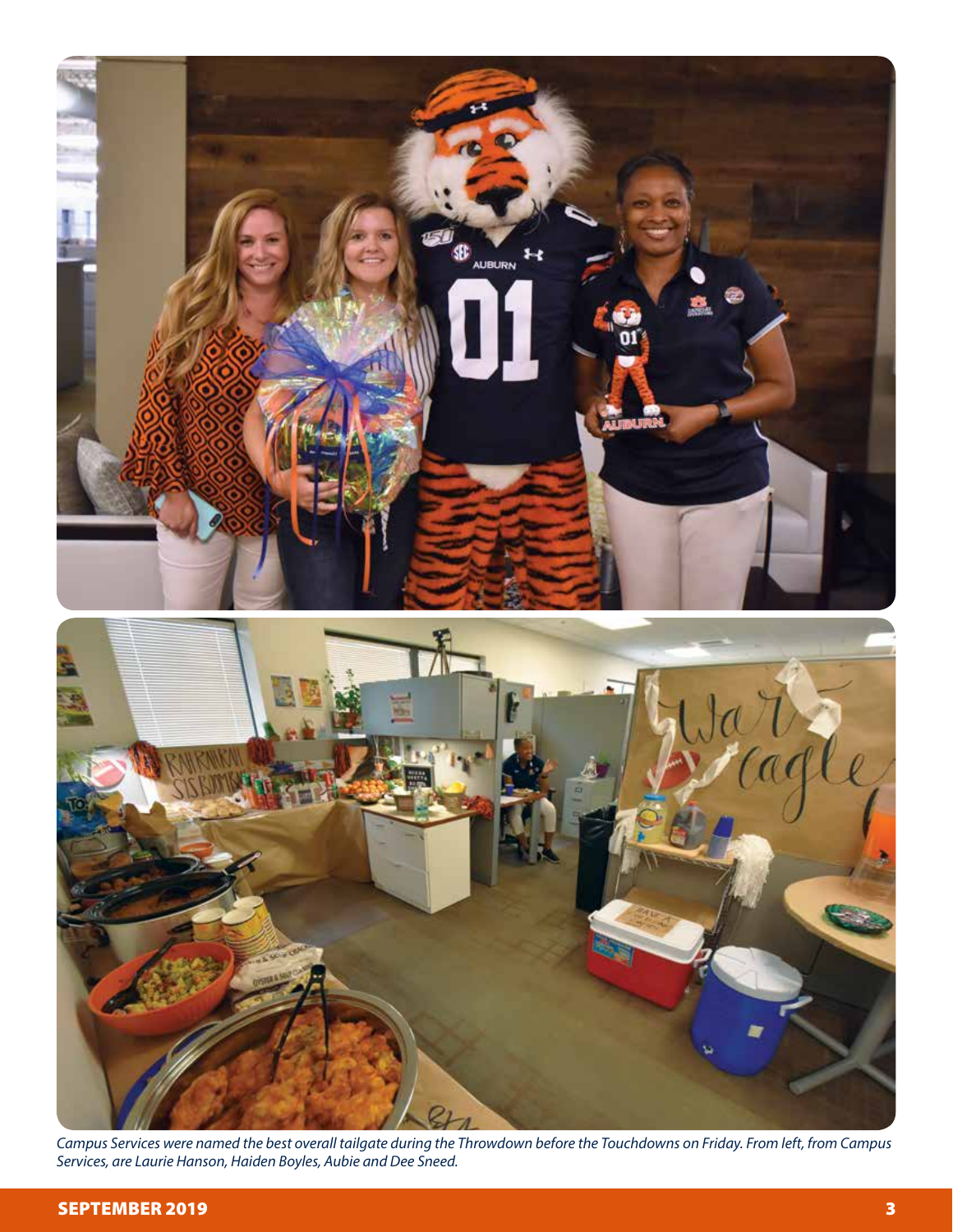*Campus Services were named the best overall tailgate during the Throwdown before the Touchdowns on Friday. From left, from Campus Services, are Laurie Hanson, Haiden Boyles, Aubie and Dee Sneed.*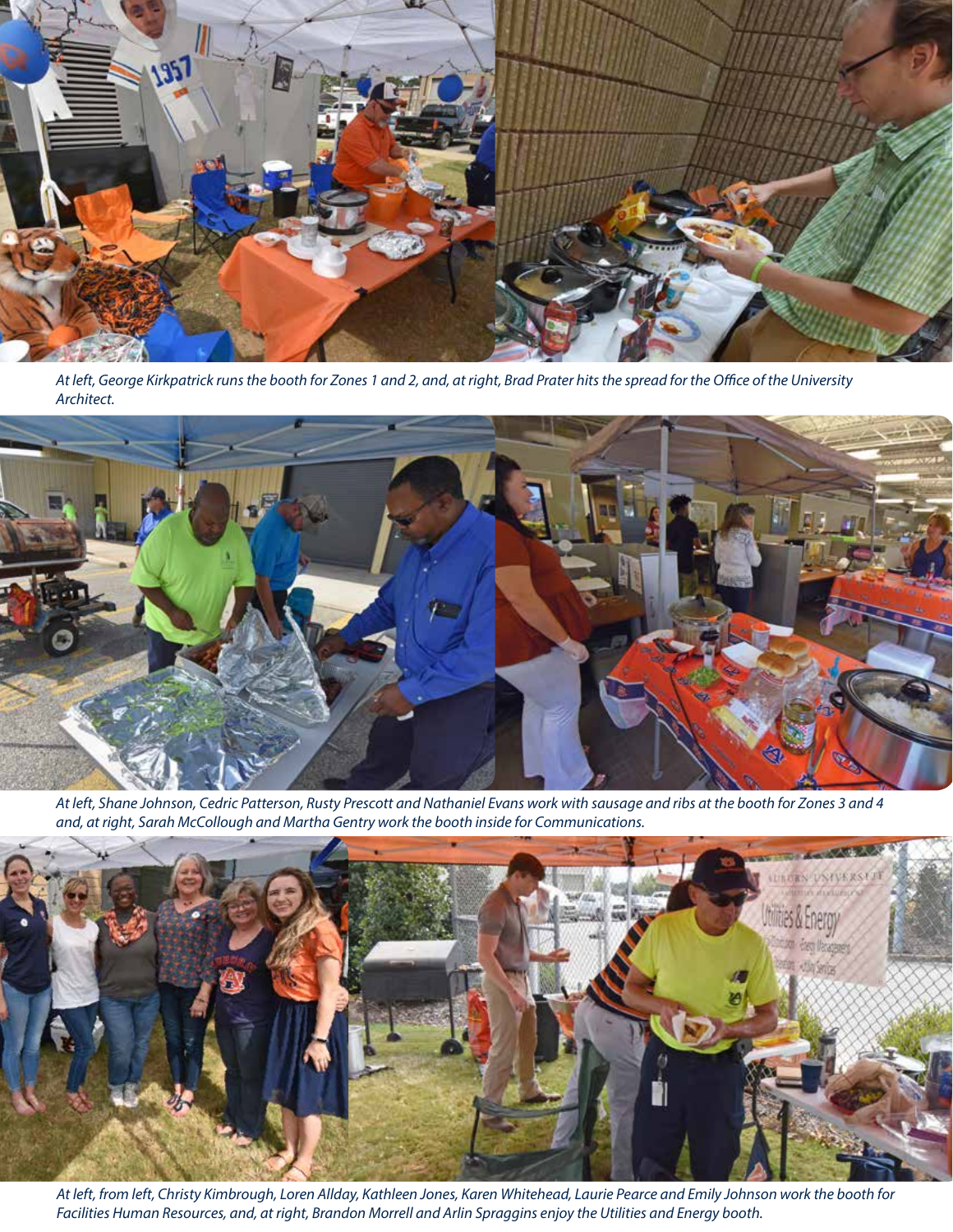*At left, George Kirkpatrick runs the booth for Zones 1 and 2, and, at right, Brad Prater hits the spread for the Office of the University Architect.*

*At left, Shane Johnson, Cedric Patterson, Rusty Prescott and Nathaniel Evans work with sausage and ribs at the booth for Zones 3 and 4 and, at right, Sarah McCollough and Martha Gentry work the booth inside for Communications.*

*At left, from left, Christy Kimbrough, Loren Allday, Kathleen Jones, Karen Whitehead, Laurie Pearce and Emily Johnson work the booth for Facilities Human Resources, and, at right, Brandon Morrell and Arlin Spraggins enjoy the Utilities and Energy booth.*